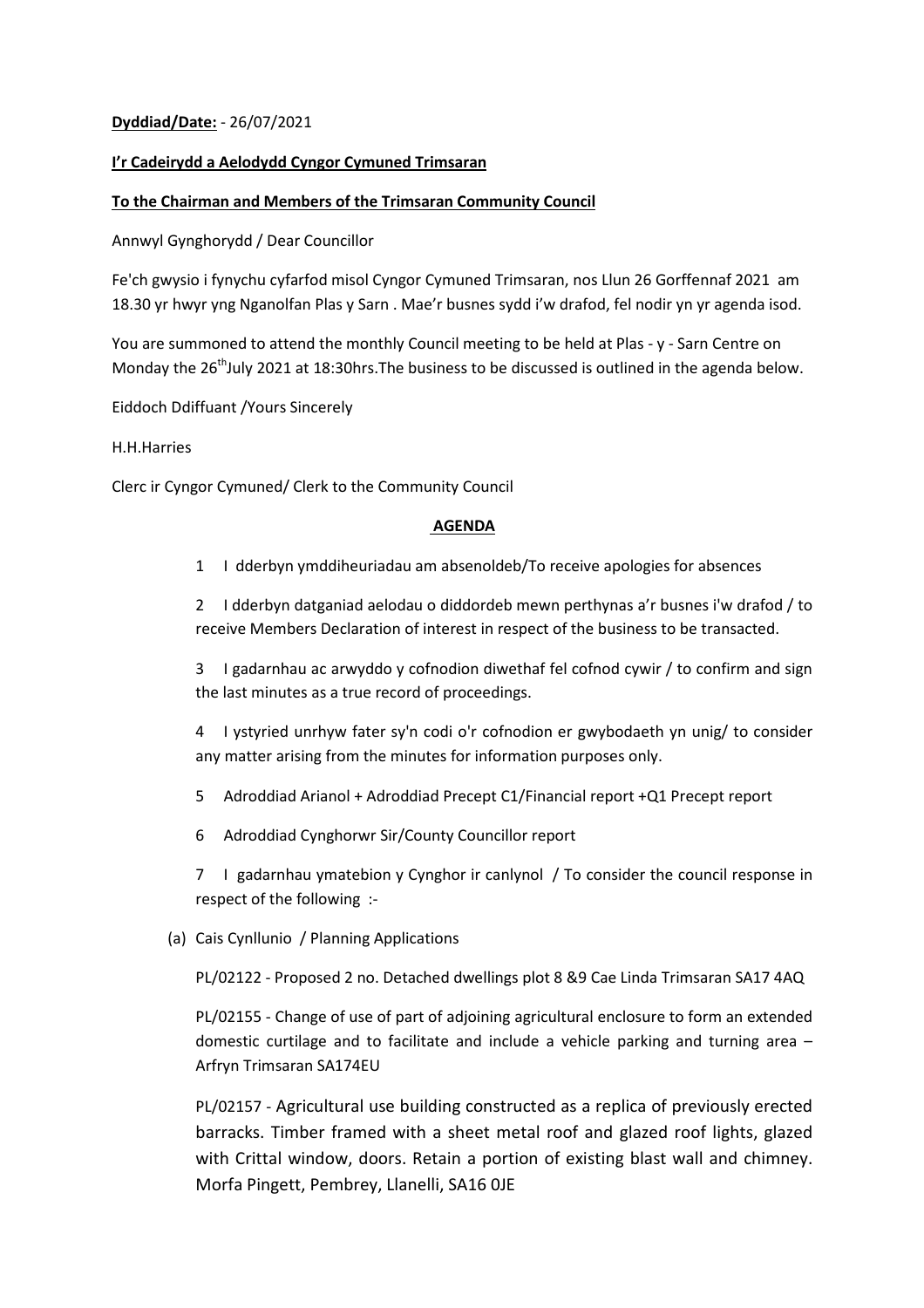**Dyddiad/Date:** - 26/07/2021

**I'r Cadeirydd a Aelodydd Cyngor Cymuned Trimsaran**

**To the Chairman and Members of the Trimsaran Community Council**

Annwyl Gynghorydd / Dear Councillor

Fe'ch gwysio i fynychu cyfarfod misol Cyngor Cymuned Trimsaran, nos Llun 26 Gorffennaf 2021 am 18.30 yr hwyr yng Nganolfan Plas y Sarn . Mae'r busnes sydd i'w drafod, fel nodir yn yr agenda isod.

You are summoned to attend the monthly Council meeting to be held at Plas - y - Sarn Centre on Monday the 26th July 2021 at 18:30hrs.The business to be discussed is outlined in the agenda below.

Eiddoch Ddiffuant /Yours Sincerely

H.H.Harries

Clerc ir Cyngor Cymuned/ Clerk to the Community Council

## AGENDA

1. I dderbyn ymddiheuriadau am absenoldeb/To receive apologies for absences

2. I dderbyn datganiad aelodau o diddordeb mewn perthynas a'r busnes i'w drafod / to receive Members Declaration of interest in respect of the business to be transacted.

3. I gadarnhau ac arwyddo y cofnodion diwethaf fel cofnod cywir / to confirm and sign the last minutes as a true record of proceedings.

4. I ystyried unrhyw fater sy'n codi o'r cofnodion er gwybodaeth yn unig/ to consider any matter arising from the minutes for information purposes only.

5. Adroddiad Arianol + Adroddiad Precept C1/Financial report +Q1 Precept report

6. Adroddiad Cynghorwr Sir/County Councillor report

7. I gadarnhau ymatebion y Cynghor ir canlynol / To consider the council response in respect of the following :-

   (a) Cais Cynllunio / Planning Applications

   PL/02122 - Proposed 2 no. Detached dwellings plot 8 &9 Cae Linda Trimsaran SA17 4AQ

   PL/02155 - Change of use of part of adjoining agricultural enclosure to form an extended domestic curtilage and to facilitate and include a vehicle parking and turning area – Arfryn Trimsaran SA174EU

   PL/02157 - Agricultural use building constructed as a replica of previously erected barracks. Timber framed with a sheet metal roof and glazed roof lights, glazed with Crittal window, doors. Retain a portion of existing blast wall and chimney. Morfa Pingett, Pembrey, Llanelli, SA16 0JE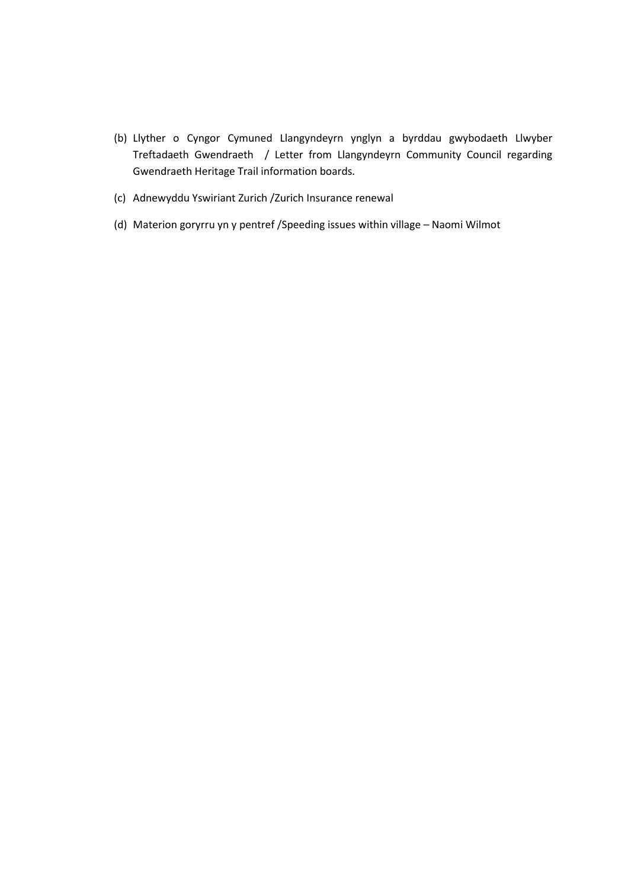(b) Llyther o Cyngor Cymuned Llangyndeyrn ynglyn a byrddau gwybodaeth Llwyber Treftadaeth Gwendraeth / Letter from Llangyndeyrn Community Council regarding Gwendraeth Heritage Trail information boards.

(c) Adnewyddu Yswiriant Zurich /Zurich Insurance renewal

(d) Materion goryrru yn y pentref /Speeding issues within village – Naomi Wilmot